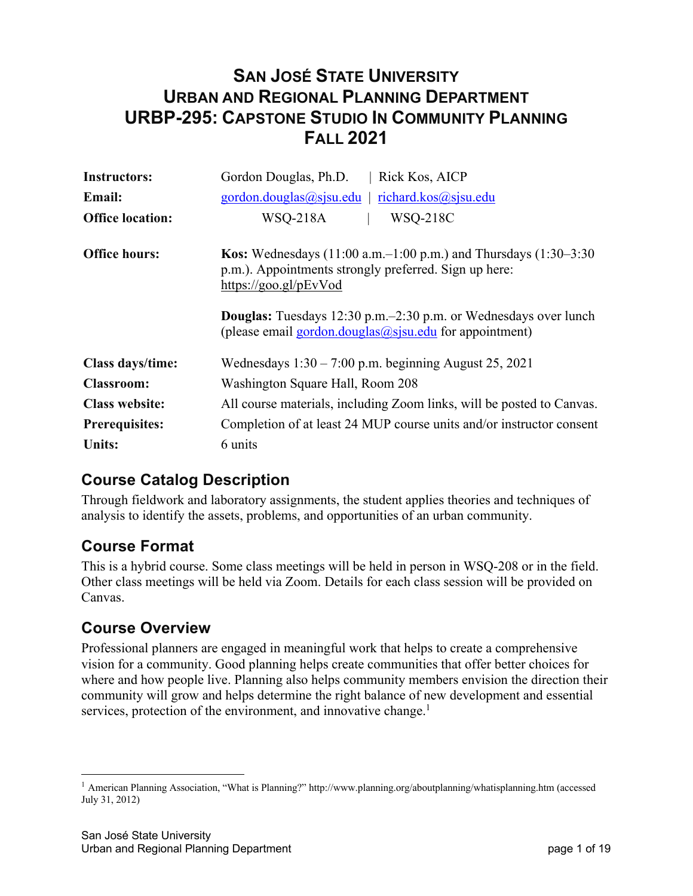# San José State University
# Urban and Regional Planning Department
# URBP-295: Capstone Studio In Community Planning
# Fall 2021

| | |
|---|---|
| **Instructors:** | Gordon Douglas, Ph.D. \| Rick Kos, AICP |
| **Email:** | gordon.douglas@sjsu.edu \| richard.kos@sjsu.edu |
| **Office location:** | WSQ-218A \| WSQ-218C |
| **Office hours:** | **Kos:** Wednesdays (11:00 a.m.–1:00 p.m.) and Thursdays (1:30–3:30 p.m.). Appointments strongly preferred. Sign up here: https://goo.gl/pEvVod<br><br>**Douglas:** Tuesdays 12:30 p.m.–2:30 p.m. or Wednesdays over lunch (please email gordon.douglas@sjsu.edu for appointment) |
| **Class days/time:** | Wednesdays 1:30 – 7:00 p.m. beginning August 25, 2021 |
| **Classroom:** | Washington Square Hall, Room 208 |
| **Class website:** | All course materials, including Zoom links, will be posted to Canvas. |
| **Prerequisites:** | Completion of at least 24 MUP course units and/or instructor consent |
| **Units:** | 6 units |

## Course Catalog Description

Through fieldwork and laboratory assignments, the student applies theories and techniques of analysis to identify the assets, problems, and opportunities of an urban community.

## Course Format

This is a hybrid course. Some class meetings will be held in person in WSQ-208 or in the field. Other class meetings will be held via Zoom. Details for each class session will be provided on Canvas.

## Course Overview

Professional planners are engaged in meaningful work that helps to create a comprehensive vision for a community. Good planning helps create communities that offer better choices for where and how people live. Planning also helps community members envision the direction their community will grow and helps determine the right balance of new development and essential services, protection of the environment, and innovative change.[1]

[1] American Planning Association, "What is Planning?" http://www.planning.org/aboutplanning/whatisplanning.htm (accessed July 31, 2012)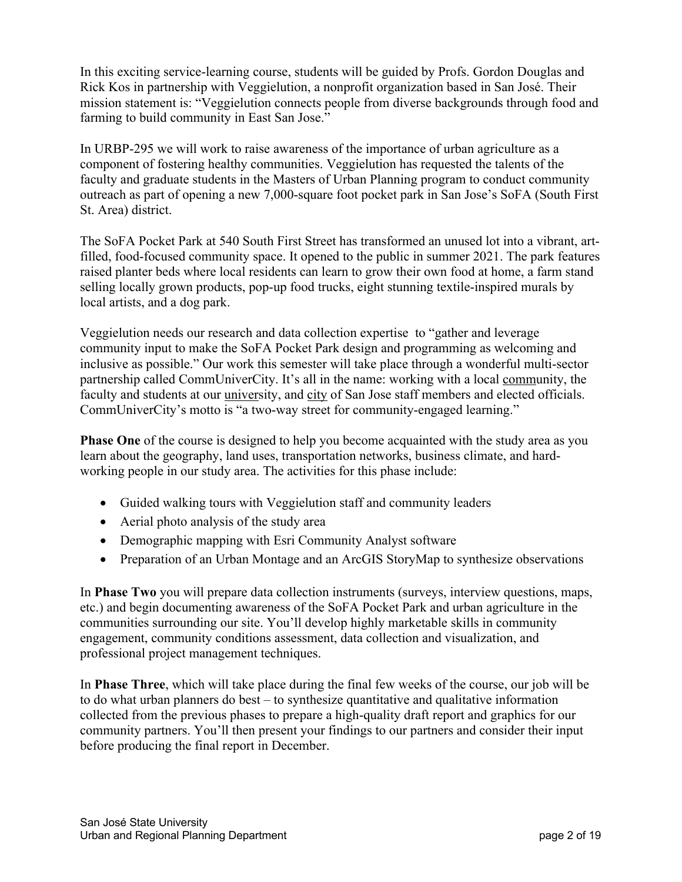In this exciting service-learning course, students will be guided by Profs. Gordon Douglas and Rick Kos in partnership with Veggielution, a nonprofit organization based in San José. Their mission statement is: "Veggielution connects people from diverse backgrounds through food and farming to build community in East San Jose."

In URBP-295 we will work to raise awareness of the importance of urban agriculture as a component of fostering healthy communities. Veggielution has requested the talents of the faculty and graduate students in the Masters of Urban Planning program to conduct community outreach as part of opening a new 7,000-square foot pocket park in San Jose's SoFA (South First St. Area) district.

The SoFA Pocket Park at 540 South First Street has transformed an unused lot into a vibrant, art-filled, food-focused community space. It opened to the public in summer 2021. The park features raised planter beds where local residents can learn to grow their own food at home, a farm stand selling locally grown products, pop-up food trucks, eight stunning textile-inspired murals by local artists, and a dog park.

Veggielution needs our research and data collection expertise to "gather and leverage community input to make the SoFA Pocket Park design and programming as welcoming and inclusive as possible." Our work this semester will take place through a wonderful multi-sector partnership called CommUniverCity. It's all in the name: working with a local <u>comm</u>unity, the faculty and students at our <u>univers</u>ity, and <u>city</u> of San Jose staff members and elected officials. CommUniverCity's motto is "a two-way street for community-engaged learning."

**Phase One** of the course is designed to help you become acquainted with the study area as you learn about the geography, land uses, transportation networks, business climate, and hard-working people in our study area. The activities for this phase include:

- Guided walking tours with Veggielution staff and community leaders
- Aerial photo analysis of the study area
- Demographic mapping with Esri Community Analyst software
- Preparation of an Urban Montage and an ArcGIS StoryMap to synthesize observations

In **Phase Two** you will prepare data collection instruments (surveys, interview questions, maps, etc.) and begin documenting awareness of the SoFA Pocket Park and urban agriculture in the communities surrounding our site. You'll develop highly marketable skills in community engagement, community conditions assessment, data collection and visualization, and professional project management techniques.

In **Phase Three**, which will take place during the final few weeks of the course, our job will be to do what urban planners do best – to synthesize quantitative and qualitative information collected from the previous phases to prepare a high-quality draft report and graphics for our community partners. You'll then present your findings to our partners and consider their input before producing the final report in December.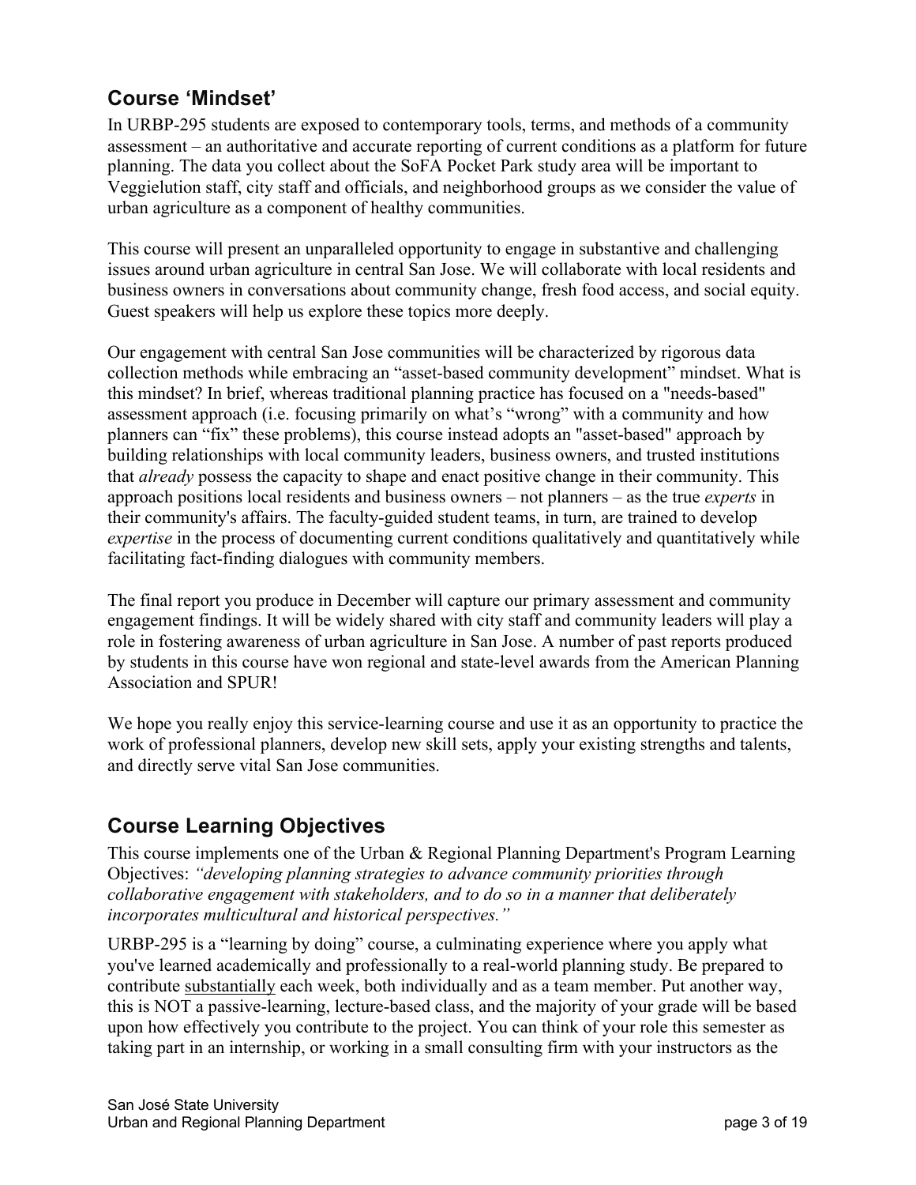## Course 'Mindset'

In URBP-295 students are exposed to contemporary tools, terms, and methods of a community assessment – an authoritative and accurate reporting of current conditions as a platform for future planning. The data you collect about the SoFA Pocket Park study area will be important to Veggielution staff, city staff and officials, and neighborhood groups as we consider the value of urban agriculture as a component of healthy communities.

This course will present an unparalleled opportunity to engage in substantive and challenging issues around urban agriculture in central San Jose. We will collaborate with local residents and business owners in conversations about community change, fresh food access, and social equity. Guest speakers will help us explore these topics more deeply.

Our engagement with central San Jose communities will be characterized by rigorous data collection methods while embracing an "asset-based community development" mindset. What is this mindset? In brief, whereas traditional planning practice has focused on a "needs-based" assessment approach (i.e. focusing primarily on what's "wrong" with a community and how planners can "fix" these problems), this course instead adopts an "asset-based" approach by building relationships with local community leaders, business owners, and trusted institutions that *already* possess the capacity to shape and enact positive change in their community. This approach positions local residents and business owners – not planners – as the true *experts* in their community's affairs. The faculty-guided student teams, in turn, are trained to develop *expertise* in the process of documenting current conditions qualitatively and quantitatively while facilitating fact-finding dialogues with community members.

The final report you produce in December will capture our primary assessment and community engagement findings. It will be widely shared with city staff and community leaders will play a role in fostering awareness of urban agriculture in San Jose. A number of past reports produced by students in this course have won regional and state-level awards from the American Planning Association and SPUR!

We hope you really enjoy this service-learning course and use it as an opportunity to practice the work of professional planners, develop new skill sets, apply your existing strengths and talents, and directly serve vital San Jose communities.

## Course Learning Objectives

This course implements one of the Urban & Regional Planning Department's Program Learning Objectives: *"developing planning strategies to advance community priorities through collaborative engagement with stakeholders, and to do so in a manner that deliberately incorporates multicultural and historical perspectives."*

URBP-295 is a "learning by doing" course, a culminating experience where you apply what you've learned academically and professionally to a real-world planning study. Be prepared to contribute <u>substantially</u> each week, both individually and as a team member. Put another way, this is NOT a passive-learning, lecture-based class, and the majority of your grade will be based upon how effectively you contribute to the project. You can think of your role this semester as taking part in an internship, or working in a small consulting firm with your instructors as the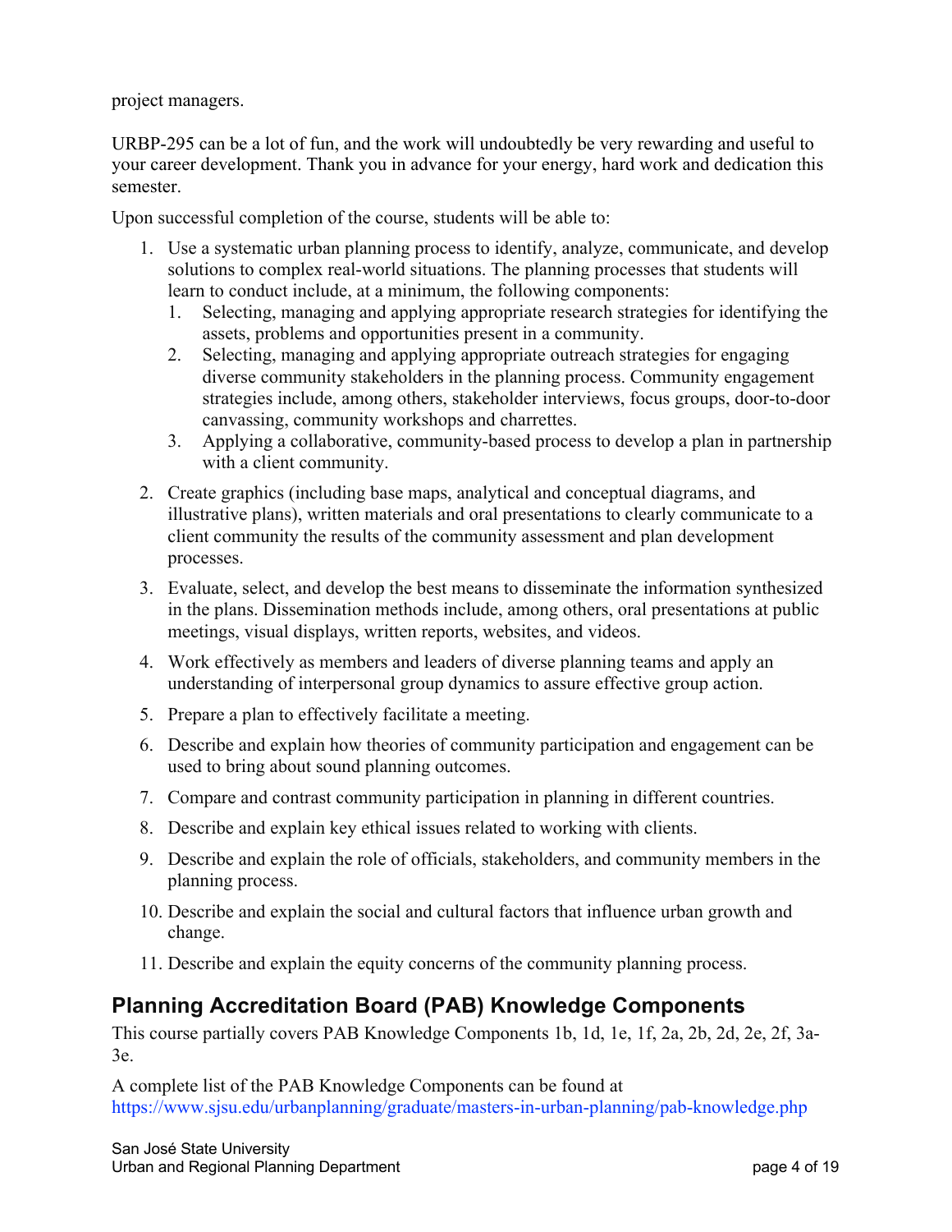project managers.

URBP-295 can be a lot of fun, and the work will undoubtedly be very rewarding and useful to your career development. Thank you in advance for your energy, hard work and dedication this semester.

Upon successful completion of the course, students will be able to:

1. Use a systematic urban planning process to identify, analyze, communicate, and develop solutions to complex real-world situations. The planning processes that students will learn to conduct include, at a minimum, the following components:
    1. Selecting, managing and applying appropriate research strategies for identifying the assets, problems and opportunities present in a community.
    2. Selecting, managing and applying appropriate outreach strategies for engaging diverse community stakeholders in the planning process. Community engagement strategies include, among others, stakeholder interviews, focus groups, door-to-door canvassing, community workshops and charrettes.
    3. Applying a collaborative, community-based process to develop a plan in partnership with a client community.
2. Create graphics (including base maps, analytical and conceptual diagrams, and illustrative plans), written materials and oral presentations to clearly communicate to a client community the results of the community assessment and plan development processes.
3. Evaluate, select, and develop the best means to disseminate the information synthesized in the plans. Dissemination methods include, among others, oral presentations at public meetings, visual displays, written reports, websites, and videos.
4. Work effectively as members and leaders of diverse planning teams and apply an understanding of interpersonal group dynamics to assure effective group action.
5. Prepare a plan to effectively facilitate a meeting.
6. Describe and explain how theories of community participation and engagement can be used to bring about sound planning outcomes.
7. Compare and contrast community participation in planning in different countries.
8. Describe and explain key ethical issues related to working with clients.
9. Describe and explain the role of officials, stakeholders, and community members in the planning process.
10. Describe and explain the social and cultural factors that influence urban growth and change.
11. Describe and explain the equity concerns of the community planning process.

## Planning Accreditation Board (PAB) Knowledge Components

This course partially covers PAB Knowledge Components 1b, 1d, 1e, 1f, 2a, 2b, 2d, 2e, 2f, 3a-3e.

A complete list of the PAB Knowledge Components can be found at https://www.sjsu.edu/urbanplanning/graduate/masters-in-urban-planning/pab-knowledge.php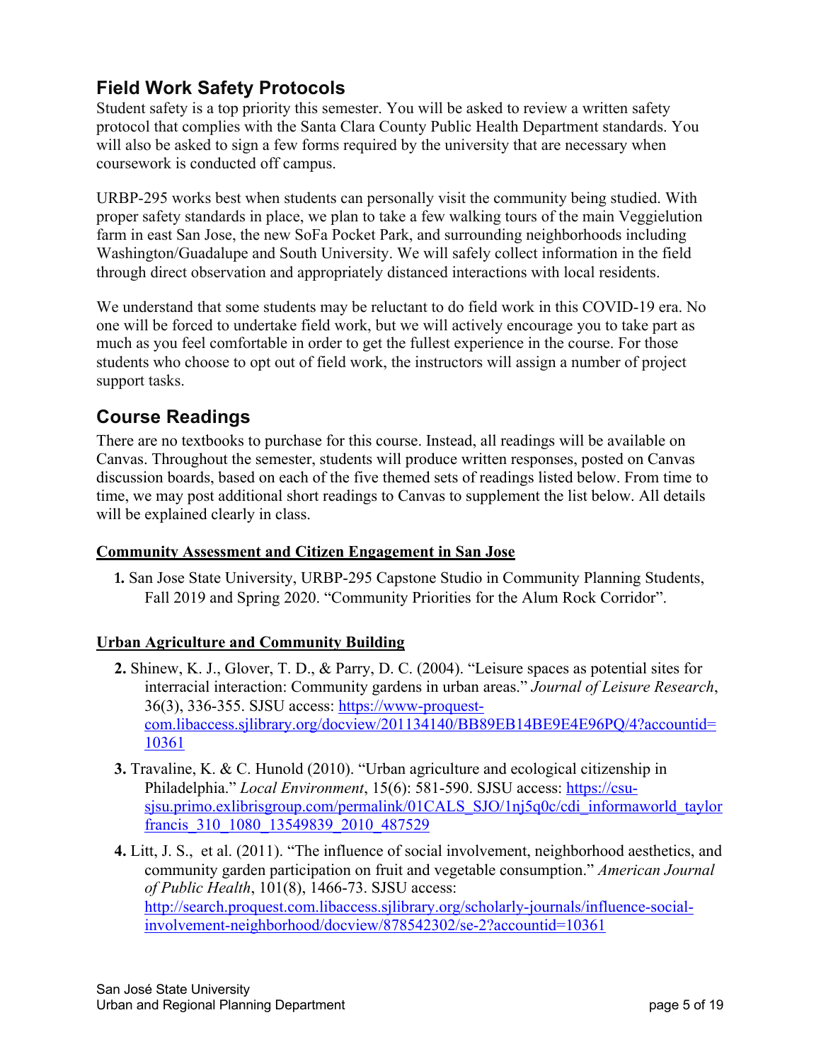## Field Work Safety Protocols

Student safety is a top priority this semester. You will be asked to review a written safety protocol that complies with the Santa Clara County Public Health Department standards. You will also be asked to sign a few forms required by the university that are necessary when coursework is conducted off campus.

URBP-295 works best when students can personally visit the community being studied. With proper safety standards in place, we plan to take a few walking tours of the main Veggielution farm in east San Jose, the new SoFa Pocket Park, and surrounding neighborhoods including Washington/Guadalupe and South University. We will safely collect information in the field through direct observation and appropriately distanced interactions with local residents.

We understand that some students may be reluctant to do field work in this COVID-19 era. No one will be forced to undertake field work, but we will actively encourage you to take part as much as you feel comfortable in order to get the fullest experience in the course. For those students who choose to opt out of field work, the instructors will assign a number of project support tasks.

## Course Readings

There are no textbooks to purchase for this course. Instead, all readings will be available on Canvas. Throughout the semester, students will produce written responses, posted on Canvas discussion boards, based on each of the five themed sets of readings listed below. From time to time, we may post additional short readings to Canvas to supplement the list below. All details will be explained clearly in class.

### Community Assessment and Citizen Engagement in San Jose

1. San Jose State University, URBP-295 Capstone Studio in Community Planning Students, Fall 2019 and Spring 2020. "Community Priorities for the Alum Rock Corridor".

### Urban Agriculture and Community Building

2. Shinew, K. J., Glover, T. D., & Parry, D. C. (2004). "Leisure spaces as potential sites for interracial interaction: Community gardens in urban areas." *Journal of Leisure Research*, 36(3), 336-355. SJSU access: https://www-proquest-com.libaccess.sjlibrary.org/docview/201134140/BB89EB14BE9E4E96PQ/4?accountid=10361
3. Travaline, K. & C. Hunold (2010). "Urban agriculture and ecological citizenship in Philadelphia." *Local Environment*, 15(6): 581-590. SJSU access: https://csu-sjsu.primo.exlibrisgroup.com/permalink/01CALS_SJO/1nj5q0c/cdi_informaworld_taylorfrancis_310_1080_13549839_2010_487529
4. Litt, J. S., et al. (2011). "The influence of social involvement, neighborhood aesthetics, and community garden participation on fruit and vegetable consumption." *American Journal of Public Health*, 101(8), 1466-73. SJSU access: http://search.proquest.com.libaccess.sjlibrary.org/scholarly-journals/influence-social-involvement-neighborhood/docview/878542302/se-2?accountid=10361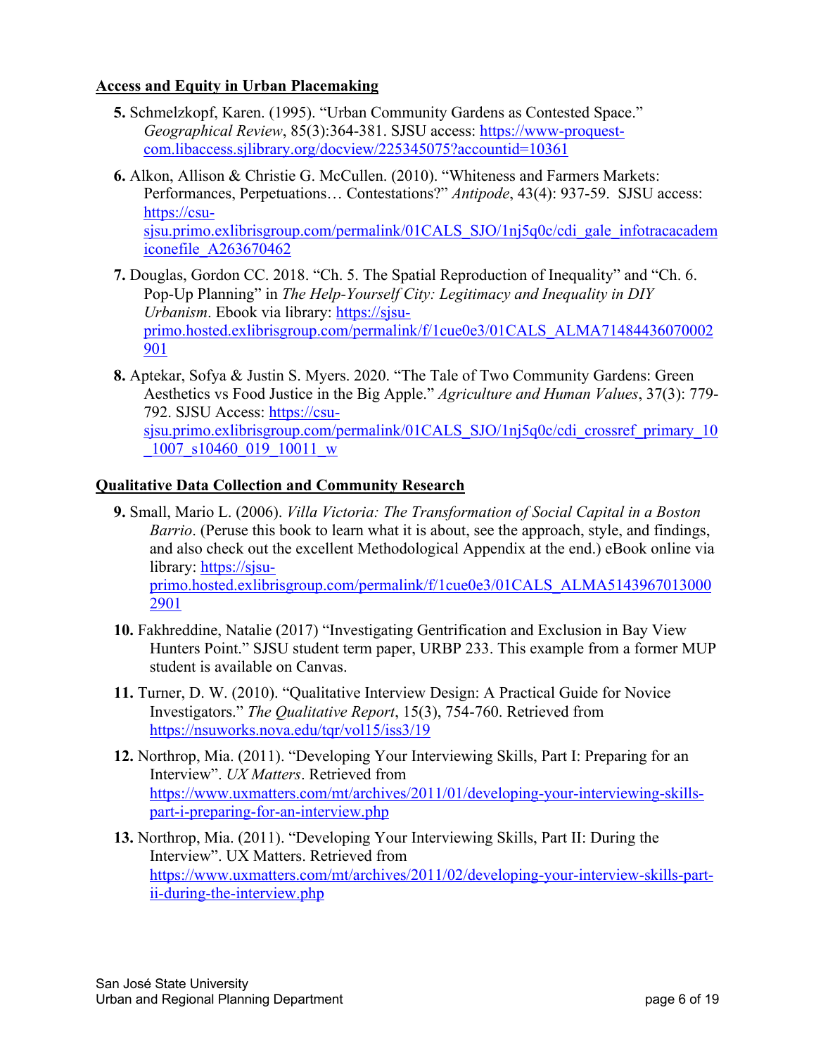**Access and Equity in Urban Placemaking**

**5.** Schmelzkopf, Karen. (1995). "Urban Community Gardens as Contested Space." *Geographical Review*, 85(3):364-381. SJSU access: https://www-proquest-com.libaccess.sjlibrary.org/docview/225345075?accountid=10361

**6.** Alkon, Allison & Christie G. McCullen. (2010). "Whiteness and Farmers Markets: Performances, Perpetuations… Contestations?" *Antipode*, 43(4): 937-59. SJSU access: https://csu-sjsu.primo.exlibrisgroup.com/permalink/01CALS_SJO/1nj5q0c/cdi_gale_infotracacademiconefile_A263670462

**7.** Douglas, Gordon CC. 2018. "Ch. 5. The Spatial Reproduction of Inequality" and "Ch. 6. Pop-Up Planning" in *The Help-Yourself City: Legitimacy and Inequality in DIY Urbanism*. Ebook via library: https://sjsu-primo.hosted.exlibrisgroup.com/permalink/f/1cue0e3/01CALS_ALMA71484436070002901

**8.** Aptekar, Sofya & Justin S. Myers. 2020. "The Tale of Two Community Gardens: Green Aesthetics vs Food Justice in the Big Apple." *Agriculture and Human Values*, 37(3): 779-792. SJSU Access: https://csu-sjsu.primo.exlibrisgroup.com/permalink/01CALS_SJO/1nj5q0c/cdi_crossref_primary_10_1007_s10460_019_10011_w

**Qualitative Data Collection and Community Research**

**9.** Small, Mario L. (2006). *Villa Victoria: The Transformation of Social Capital in a Boston Barrio*. (Peruse this book to learn what it is about, see the approach, style, and findings, and also check out the excellent Methodological Appendix at the end.) eBook online via library: https://sjsu-primo.hosted.exlibrisgroup.com/permalink/f/1cue0e3/01CALS_ALMA51439670130002901

**10.** Fakhreddine, Natalie (2017) "Investigating Gentrification and Exclusion in Bay View Hunters Point." SJSU student term paper, URBP 233. This example from a former MUP student is available on Canvas.

**11.** Turner, D. W. (2010). "Qualitative Interview Design: A Practical Guide for Novice Investigators." *The Qualitative Report*, 15(3), 754-760. Retrieved from https://nsuworks.nova.edu/tqr/vol15/iss3/19

**12.** Northrop, Mia. (2011). "Developing Your Interviewing Skills, Part I: Preparing for an Interview". *UX Matters*. Retrieved from https://www.uxmatters.com/mt/archives/2011/01/developing-your-interviewing-skills-part-i-preparing-for-an-interview.php

**13.** Northrop, Mia. (2011). "Developing Your Interviewing Skills, Part II: During the Interview". UX Matters. Retrieved from https://www.uxmatters.com/mt/archives/2011/02/developing-your-interview-skills-part-ii-during-the-interview.php

San José State University
Urban and Regional Planning Department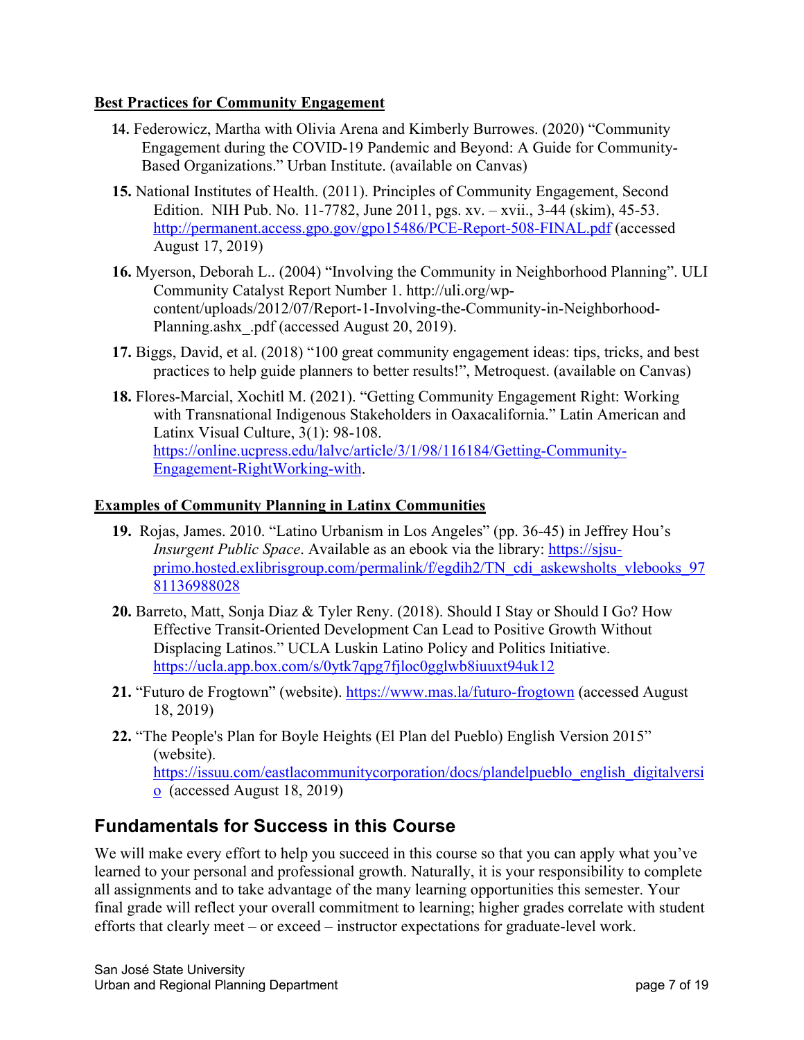**Best Practices for Community Engagement**

**14.** Federowicz, Martha with Olivia Arena and Kimberly Burrowes. (2020) "Community Engagement during the COVID-19 Pandemic and Beyond: A Guide for Community-Based Organizations." Urban Institute. (available on Canvas)

**15.** National Institutes of Health. (2011). Principles of Community Engagement, Second Edition. NIH Pub. No. 11-7782, June 2011, pgs. xv. – xvii., 3-44 (skim), 45-53. http://permanent.access.gpo.gov/gpo15486/PCE-Report-508-FINAL.pdf (accessed August 17, 2019)

**16.** Myerson, Deborah L.. (2004) "Involving the Community in Neighborhood Planning". ULI Community Catalyst Report Number 1. http://uli.org/wp-content/uploads/2012/07/Report-1-Involving-the-Community-in-Neighborhood-Planning.ashx_.pdf (accessed August 20, 2019).

**17.** Biggs, David, et al. (2018) "100 great community engagement ideas: tips, tricks, and best practices to help guide planners to better results!", Metroquest. (available on Canvas)

**18.** Flores-Marcial, Xochitl M. (2021). "Getting Community Engagement Right: Working with Transnational Indigenous Stakeholders in Oaxacalifornia." Latin American and Latinx Visual Culture, 3(1): 98-108. https://online.ucpress.edu/lalvc/article/3/1/98/116184/Getting-Community-Engagement-RightWorking-with.

**Examples of Community Planning in Latinx Communities**

**19.** Rojas, James. 2010. "Latino Urbanism in Los Angeles" (pp. 36-45) in Jeffrey Hou's *Insurgent Public Space*. Available as an ebook via the library: https://sjsu-primo.hosted.exlibrisgroup.com/permalink/f/egdih2/TN_cdi_askewsholts_vlebooks_9781136988028

**20.** Barreto, Matt, Sonja Diaz & Tyler Reny. (2018). Should I Stay or Should I Go? How Effective Transit-Oriented Development Can Lead to Positive Growth Without Displacing Latinos." UCLA Luskin Latino Policy and Politics Initiative. https://ucla.app.box.com/s/0ytk7qpg7fjloc0gglwb8iuuxt94uk12

**21.** "Futuro de Frogtown" (website). https://www.mas.la/futuro-frogtown (accessed August 18, 2019)

**22.** "The People's Plan for Boyle Heights (El Plan del Pueblo) English Version 2015" (website). https://issuu.com/eastlacommunitycorporation/docs/plandelpueblo_english_digitalversio (accessed August 18, 2019)

## Fundamentals for Success in this Course

We will make every effort to help you succeed in this course so that you can apply what you've learned to your personal and professional growth. Naturally, it is your responsibility to complete all assignments and to take advantage of the many learning opportunities this semester. Your final grade will reflect your overall commitment to learning; higher grades correlate with student efforts that clearly meet – or exceed – instructor expectations for graduate-level work.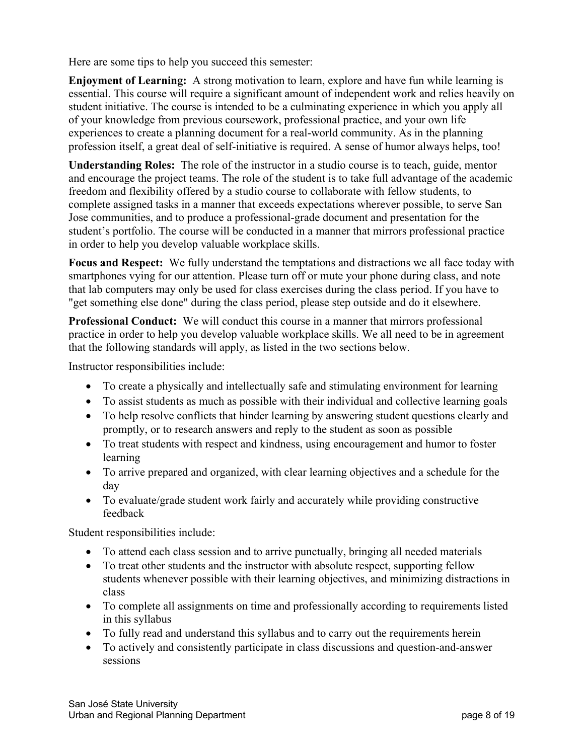Here are some tips to help you succeed this semester:

**Enjoyment of Learning:** A strong motivation to learn, explore and have fun while learning is essential. This course will require a significant amount of independent work and relies heavily on student initiative. The course is intended to be a culminating experience in which you apply all of your knowledge from previous coursework, professional practice, and your own life experiences to create a planning document for a real-world community. As in the planning profession itself, a great deal of self-initiative is required. A sense of humor always helps, too!

**Understanding Roles:** The role of the instructor in a studio course is to teach, guide, mentor and encourage the project teams. The role of the student is to take full advantage of the academic freedom and flexibility offered by a studio course to collaborate with fellow students, to complete assigned tasks in a manner that exceeds expectations wherever possible, to serve San Jose communities, and to produce a professional-grade document and presentation for the student's portfolio. The course will be conducted in a manner that mirrors professional practice in order to help you develop valuable workplace skills.

**Focus and Respect:** We fully understand the temptations and distractions we all face today with smartphones vying for our attention. Please turn off or mute your phone during class, and note that lab computers may only be used for class exercises during the class period. If you have to "get something else done" during the class period, please step outside and do it elsewhere.

**Professional Conduct:** We will conduct this course in a manner that mirrors professional practice in order to help you develop valuable workplace skills. We all need to be in agreement that the following standards will apply, as listed in the two sections below.

Instructor responsibilities include:

- To create a physically and intellectually safe and stimulating environment for learning
- To assist students as much as possible with their individual and collective learning goals
- To help resolve conflicts that hinder learning by answering student questions clearly and promptly, or to research answers and reply to the student as soon as possible
- To treat students with respect and kindness, using encouragement and humor to foster learning
- To arrive prepared and organized, with clear learning objectives and a schedule for the day
- To evaluate/grade student work fairly and accurately while providing constructive feedback

Student responsibilities include:

- To attend each class session and to arrive punctually, bringing all needed materials
- To treat other students and the instructor with absolute respect, supporting fellow students whenever possible with their learning objectives, and minimizing distractions in class
- To complete all assignments on time and professionally according to requirements listed in this syllabus
- To fully read and understand this syllabus and to carry out the requirements herein
- To actively and consistently participate in class discussions and question-and-answer sessions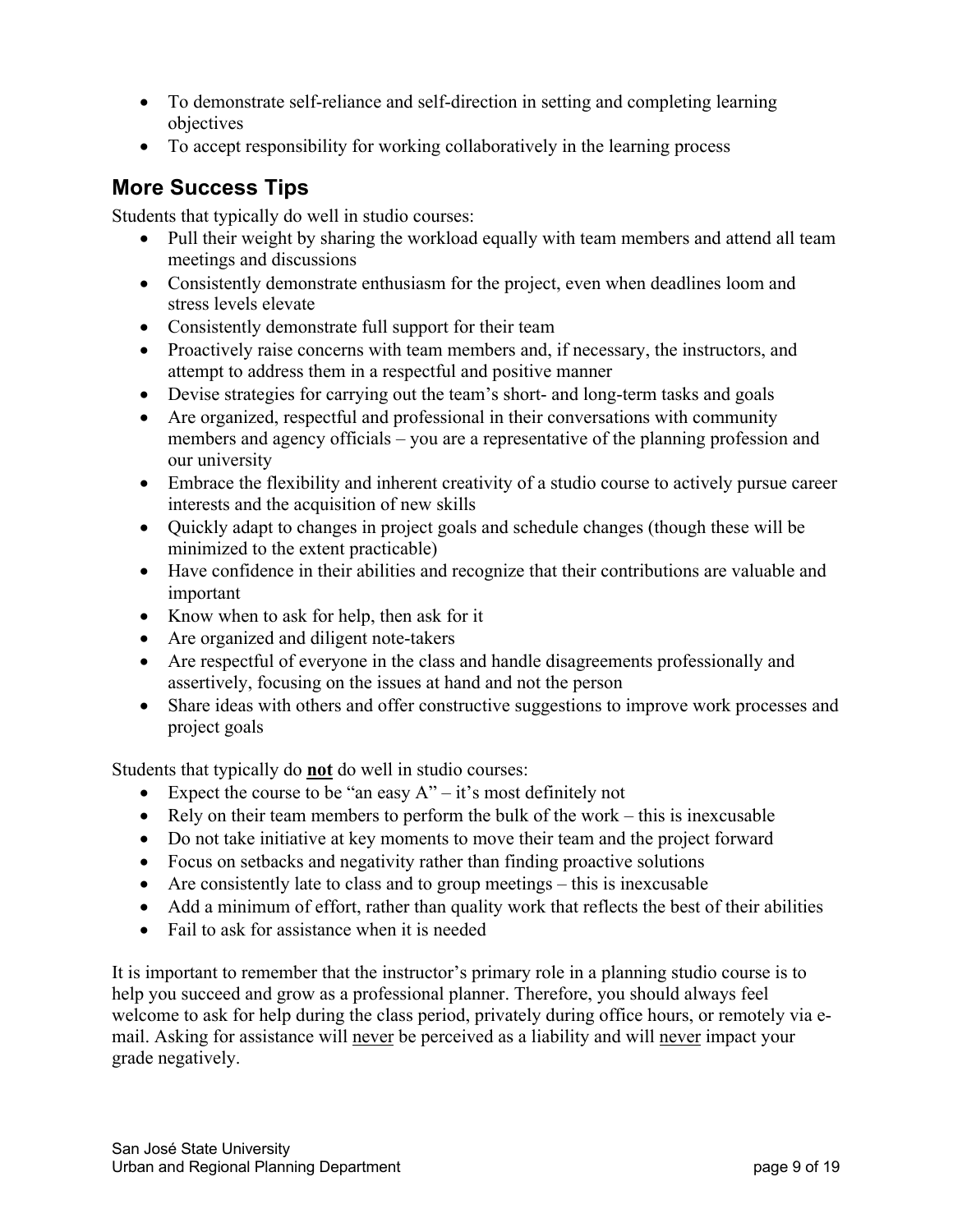- To demonstrate self-reliance and self-direction in setting and completing learning objectives
- To accept responsibility for working collaboratively in the learning process

## More Success Tips

Students that typically do well in studio courses:

- Pull their weight by sharing the workload equally with team members and attend all team meetings and discussions
- Consistently demonstrate enthusiasm for the project, even when deadlines loom and stress levels elevate
- Consistently demonstrate full support for their team
- Proactively raise concerns with team members and, if necessary, the instructors, and attempt to address them in a respectful and positive manner
- Devise strategies for carrying out the team's short- and long-term tasks and goals
- Are organized, respectful and professional in their conversations with community members and agency officials – you are a representative of the planning profession and our university
- Embrace the flexibility and inherent creativity of a studio course to actively pursue career interests and the acquisition of new skills
- Quickly adapt to changes in project goals and schedule changes (though these will be minimized to the extent practicable)
- Have confidence in their abilities and recognize that their contributions are valuable and important
- Know when to ask for help, then ask for it
- Are organized and diligent note-takers
- Are respectful of everyone in the class and handle disagreements professionally and assertively, focusing on the issues at hand and not the person
- Share ideas with others and offer constructive suggestions to improve work processes and project goals

Students that typically do **not** do well in studio courses:

- Expect the course to be "an easy A" – it's most definitely not
- Rely on their team members to perform the bulk of the work – this is inexcusable
- Do not take initiative at key moments to move their team and the project forward
- Focus on setbacks and negativity rather than finding proactive solutions
- Are consistently late to class and to group meetings – this is inexcusable
- Add a minimum of effort, rather than quality work that reflects the best of their abilities
- Fail to ask for assistance when it is needed

It is important to remember that the instructor's primary role in a planning studio course is to help you succeed and grow as a professional planner. Therefore, you should always feel welcome to ask for help during the class period, privately during office hours, or remotely via e-mail. Asking for assistance will never be perceived as a liability and will never impact your grade negatively.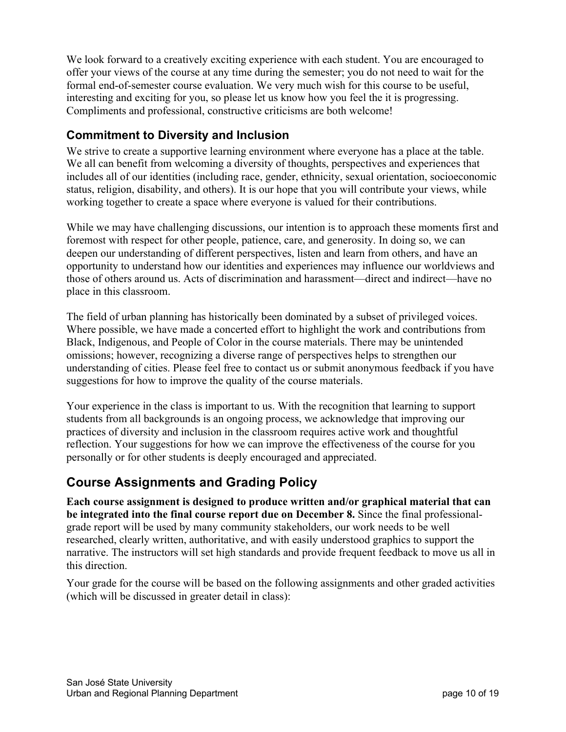We look forward to a creatively exciting experience with each student. You are encouraged to offer your views of the course at any time during the semester; you do not need to wait for the formal end-of-semester course evaluation. We very much wish for this course to be useful, interesting and exciting for you, so please let us know how you feel the it is progressing. Compliments and professional, constructive criticisms are both welcome!

### Commitment to Diversity and Inclusion

We strive to create a supportive learning environment where everyone has a place at the table. We all can benefit from welcoming a diversity of thoughts, perspectives and experiences that includes all of our identities (including race, gender, ethnicity, sexual orientation, socioeconomic status, religion, disability, and others). It is our hope that you will contribute your views, while working together to create a space where everyone is valued for their contributions.

While we may have challenging discussions, our intention is to approach these moments first and foremost with respect for other people, patience, care, and generosity. In doing so, we can deepen our understanding of different perspectives, listen and learn from others, and have an opportunity to understand how our identities and experiences may influence our worldviews and those of others around us. Acts of discrimination and harassment—direct and indirect—have no place in this classroom.

The field of urban planning has historically been dominated by a subset of privileged voices. Where possible, we have made a concerted effort to highlight the work and contributions from Black, Indigenous, and People of Color in the course materials. There may be unintended omissions; however, recognizing a diverse range of perspectives helps to strengthen our understanding of cities. Please feel free to contact us or submit anonymous feedback if you have suggestions for how to improve the quality of the course materials.

Your experience in the class is important to us. With the recognition that learning to support students from all backgrounds is an ongoing process, we acknowledge that improving our practices of diversity and inclusion in the classroom requires active work and thoughtful reflection. Your suggestions for how we can improve the effectiveness of the course for you personally or for other students is deeply encouraged and appreciated.

## Course Assignments and Grading Policy

**Each course assignment is designed to produce written and/or graphical material that can be integrated into the final course report due on December 8.** Since the final professional-grade report will be used by many community stakeholders, our work needs to be well researched, clearly written, authoritative, and with easily understood graphics to support the narrative. The instructors will set high standards and provide frequent feedback to move us all in this direction.

Your grade for the course will be based on the following assignments and other graded activities (which will be discussed in greater detail in class):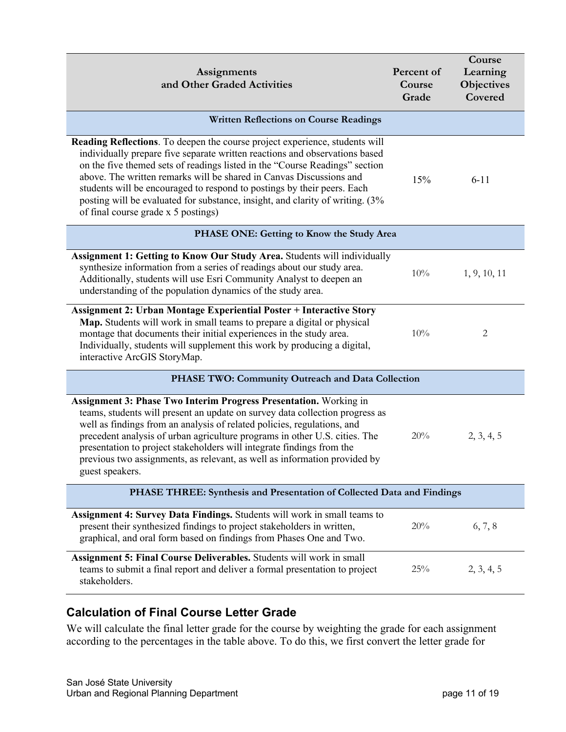| Assignments and Other Graded Activities | Percent of Course Grade | Course Learning Objectives Covered |
|---|---|---|
| **Written Reflections on Course Readings** | | |
| **Reading Reflections**. To deepen the course project experience, students will individually prepare five separate written reactions and observations based on the five themed sets of readings listed in the "Course Readings" section above. The written remarks will be shared in Canvas Discussions and students will be encouraged to respond to postings by their peers. Each posting will be evaluated for substance, insight, and clarity of writing. (3% of final course grade x 5 postings) | 15% | 6-11 |
| **PHASE ONE: Getting to Know the Study Area** | | |
| **Assignment 1: Getting to Know Our Study Area.** Students will individually synthesize information from a series of readings about our study area. Additionally, students will use Esri Community Analyst to deepen an understanding of the population dynamics of the study area. | 10% | 1, 9, 10, 11 |
| **Assignment 2: Urban Montage Experiential Poster + Interactive Story Map.** Students will work in small teams to prepare a digital or physical montage that documents their initial experiences in the study area. Individually, students will supplement this work by producing a digital, interactive ArcGIS StoryMap. | 10% | 2 |
| **PHASE TWO: Community Outreach and Data Collection** | | |
| **Assignment 3: Phase Two Interim Progress Presentation.** Working in teams, students will present an update on survey data collection progress as well as findings from an analysis of related policies, regulations, and precedent analysis of urban agriculture programs in other U.S. cities. The presentation to project stakeholders will integrate findings from the previous two assignments, as relevant, as well as information provided by guest speakers. | 20% | 2, 3, 4, 5 |
| **PHASE THREE: Synthesis and Presentation of Collected Data and Findings** | | |
| **Assignment 4: Survey Data Findings.** Students will work in small teams to present their synthesized findings to project stakeholders in written, graphical, and oral form based on findings from Phases One and Two. | 20% | 6, 7, 8 |
| **Assignment 5: Final Course Deliverables.** Students will work in small teams to submit a final report and deliver a formal presentation to project stakeholders. | 25% | 2, 3, 4, 5 |

## Calculation of Final Course Letter Grade

We will calculate the final letter grade for the course by weighting the grade for each assignment according to the percentages in the table above. To do this, we first convert the letter grade for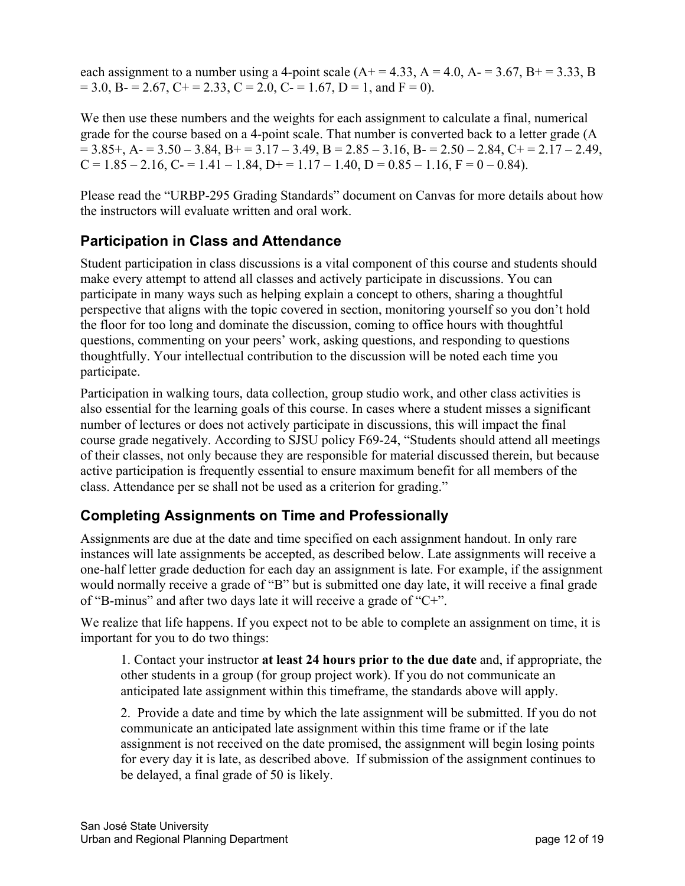each assignment to a number using a 4-point scale (A+ = 4.33, A = 4.0, A- = 3.67, B+ = 3.33, B = 3.0, B- = 2.67, C+ = 2.33, C = 2.0, C- = 1.67, D = 1, and F = 0).

We then use these numbers and the weights for each assignment to calculate a final, numerical grade for the course based on a 4-point scale. That number is converted back to a letter grade (A = 3.85+, A- = 3.50 – 3.84, B+ = 3.17 – 3.49, B = 2.85 – 3.16, B- = 2.50 – 2.84, C+ = 2.17 – 2.49, C = 1.85 – 2.16, C- = 1.41 – 1.84, D+ = 1.17 – 1.40, D = 0.85 – 1.16, F = 0 – 0.84).

Please read the "URBP-295 Grading Standards" document on Canvas for more details about how the instructors will evaluate written and oral work.

## Participation in Class and Attendance

Student participation in class discussions is a vital component of this course and students should make every attempt to attend all classes and actively participate in discussions. You can participate in many ways such as helping explain a concept to others, sharing a thoughtful perspective that aligns with the topic covered in section, monitoring yourself so you don't hold the floor for too long and dominate the discussion, coming to office hours with thoughtful questions, commenting on your peers' work, asking questions, and responding to questions thoughtfully. Your intellectual contribution to the discussion will be noted each time you participate.

Participation in walking tours, data collection, group studio work, and other class activities is also essential for the learning goals of this course. In cases where a student misses a significant number of lectures or does not actively participate in discussions, this will impact the final course grade negatively. According to SJSU policy F69-24, "Students should attend all meetings of their classes, not only because they are responsible for material discussed therein, but because active participation is frequently essential to ensure maximum benefit for all members of the class. Attendance per se shall not be used as a criterion for grading."

## Completing Assignments on Time and Professionally

Assignments are due at the date and time specified on each assignment handout. In only rare instances will late assignments be accepted, as described below. Late assignments will receive a one-half letter grade deduction for each day an assignment is late. For example, if the assignment would normally receive a grade of "B" but is submitted one day late, it will receive a final grade of "B-minus" and after two days late it will receive a grade of "C+".

We realize that life happens. If you expect not to be able to complete an assignment on time, it is important for you to do two things:

1. Contact your instructor **at least 24 hours prior to the due date** and, if appropriate, the other students in a group (for group project work). If you do not communicate an anticipated late assignment within this timeframe, the standards above will apply.

2. Provide a date and time by which the late assignment will be submitted. If you do not communicate an anticipated late assignment within this time frame or if the late assignment is not received on the date promised, the assignment will begin losing points for every day it is late, as described above. If submission of the assignment continues to be delayed, a final grade of 50 is likely.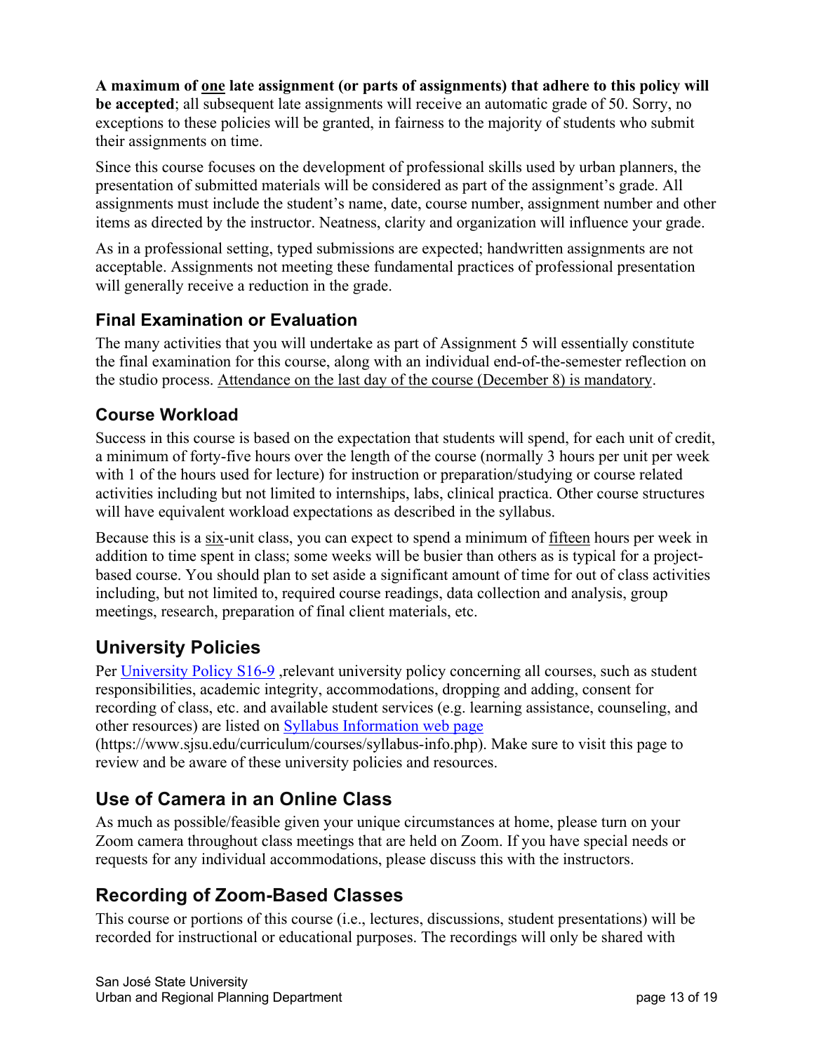**A maximum of one late assignment (or parts of assignments) that adhere to this policy will be accepted**; all subsequent late assignments will receive an automatic grade of 50. Sorry, no exceptions to these policies will be granted, in fairness to the majority of students who submit their assignments on time.

Since this course focuses on the development of professional skills used by urban planners, the presentation of submitted materials will be considered as part of the assignment's grade. All assignments must include the student's name, date, course number, assignment number and other items as directed by the instructor. Neatness, clarity and organization will influence your grade.

As in a professional setting, typed submissions are expected; handwritten assignments are not acceptable. Assignments not meeting these fundamental practices of professional presentation will generally receive a reduction in the grade.

### Final Examination or Evaluation

The many activities that you will undertake as part of Assignment 5 will essentially constitute the final examination for this course, along with an individual end-of-the-semester reflection on the studio process. Attendance on the last day of the course (December 8) is mandatory.

### Course Workload

Success in this course is based on the expectation that students will spend, for each unit of credit, a minimum of forty-five hours over the length of the course (normally 3 hours per unit per week with 1 of the hours used for lecture) for instruction or preparation/studying or course related activities including but not limited to internships, labs, clinical practica. Other course structures will have equivalent workload expectations as described in the syllabus.

Because this is a six-unit class, you can expect to spend a minimum of fifteen hours per week in addition to time spent in class; some weeks will be busier than others as is typical for a project-based course. You should plan to set aside a significant amount of time for out of class activities including, but not limited to, required course readings, data collection and analysis, group meetings, research, preparation of final client materials, etc.

## University Policies

Per [University Policy S16-9](https://www.sjsu.edu/senate/docs/S16-9.pdf) ,relevant university policy concerning all courses, such as student responsibilities, academic integrity, accommodations, dropping and adding, consent for recording of class, etc. and available student services (e.g. learning assistance, counseling, and other resources) are listed on [Syllabus Information web page](https://www.sjsu.edu/curriculum/courses/syllabus-info.php) (https://www.sjsu.edu/curriculum/courses/syllabus-info.php). Make sure to visit this page to review and be aware of these university policies and resources.

## Use of Camera in an Online Class

As much as possible/feasible given your unique circumstances at home, please turn on your Zoom camera throughout class meetings that are held on Zoom. If you have special needs or requests for any individual accommodations, please discuss this with the instructors.

## Recording of Zoom-Based Classes

This course or portions of this course (i.e., lectures, discussions, student presentations) will be recorded for instructional or educational purposes. The recordings will only be shared with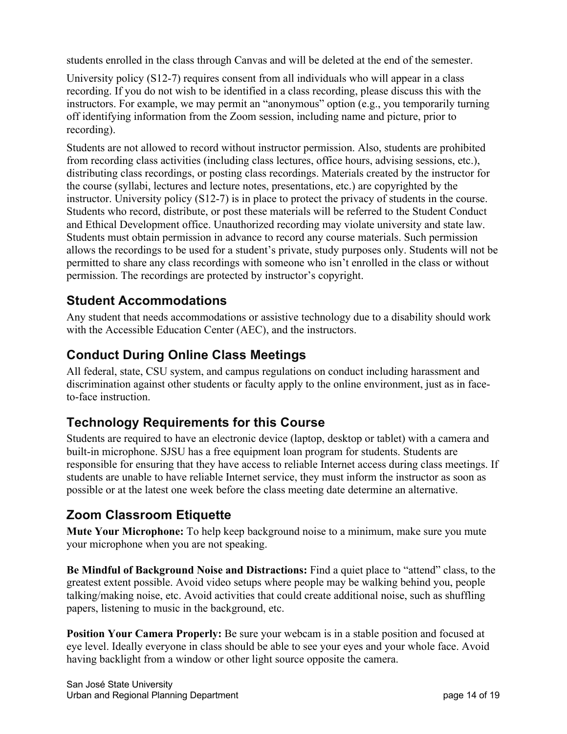students enrolled in the class through Canvas and will be deleted at the end of the semester.

University policy (S12-7) requires consent from all individuals who will appear in a class recording. If you do not wish to be identified in a class recording, please discuss this with the instructors. For example, we may permit an "anonymous" option (e.g., you temporarily turning off identifying information from the Zoom session, including name and picture, prior to recording).

Students are not allowed to record without instructor permission. Also, students are prohibited from recording class activities (including class lectures, office hours, advising sessions, etc.), distributing class recordings, or posting class recordings. Materials created by the instructor for the course (syllabi, lectures and lecture notes, presentations, etc.) are copyrighted by the instructor. University policy (S12-7) is in place to protect the privacy of students in the course. Students who record, distribute, or post these materials will be referred to the Student Conduct and Ethical Development office. Unauthorized recording may violate university and state law. Students must obtain permission in advance to record any course materials. Such permission allows the recordings to be used for a student's private, study purposes only. Students will not be permitted to share any class recordings with someone who isn't enrolled in the class or without permission. The recordings are protected by instructor's copyright.

## Student Accommodations

Any student that needs accommodations or assistive technology due to a disability should work with the Accessible Education Center (AEC), and the instructors.

## Conduct During Online Class Meetings

All federal, state, CSU system, and campus regulations on conduct including harassment and discrimination against other students or faculty apply to the online environment, just as in face-to-face instruction.

## Technology Requirements for this Course

Students are required to have an electronic device (laptop, desktop or tablet) with a camera and built-in microphone. SJSU has a free equipment loan program for students. Students are responsible for ensuring that they have access to reliable Internet access during class meetings. If students are unable to have reliable Internet service, they must inform the instructor as soon as possible or at the latest one week before the class meeting date determine an alternative.

## Zoom Classroom Etiquette

**Mute Your Microphone:** To help keep background noise to a minimum, make sure you mute your microphone when you are not speaking.

**Be Mindful of Background Noise and Distractions:** Find a quiet place to "attend" class, to the greatest extent possible. Avoid video setups where people may be walking behind you, people talking/making noise, etc. Avoid activities that could create additional noise, such as shuffling papers, listening to music in the background, etc.

**Position Your Camera Properly:** Be sure your webcam is in a stable position and focused at eye level. Ideally everyone in class should be able to see your eyes and your whole face. Avoid having backlight from a window or other light source opposite the camera.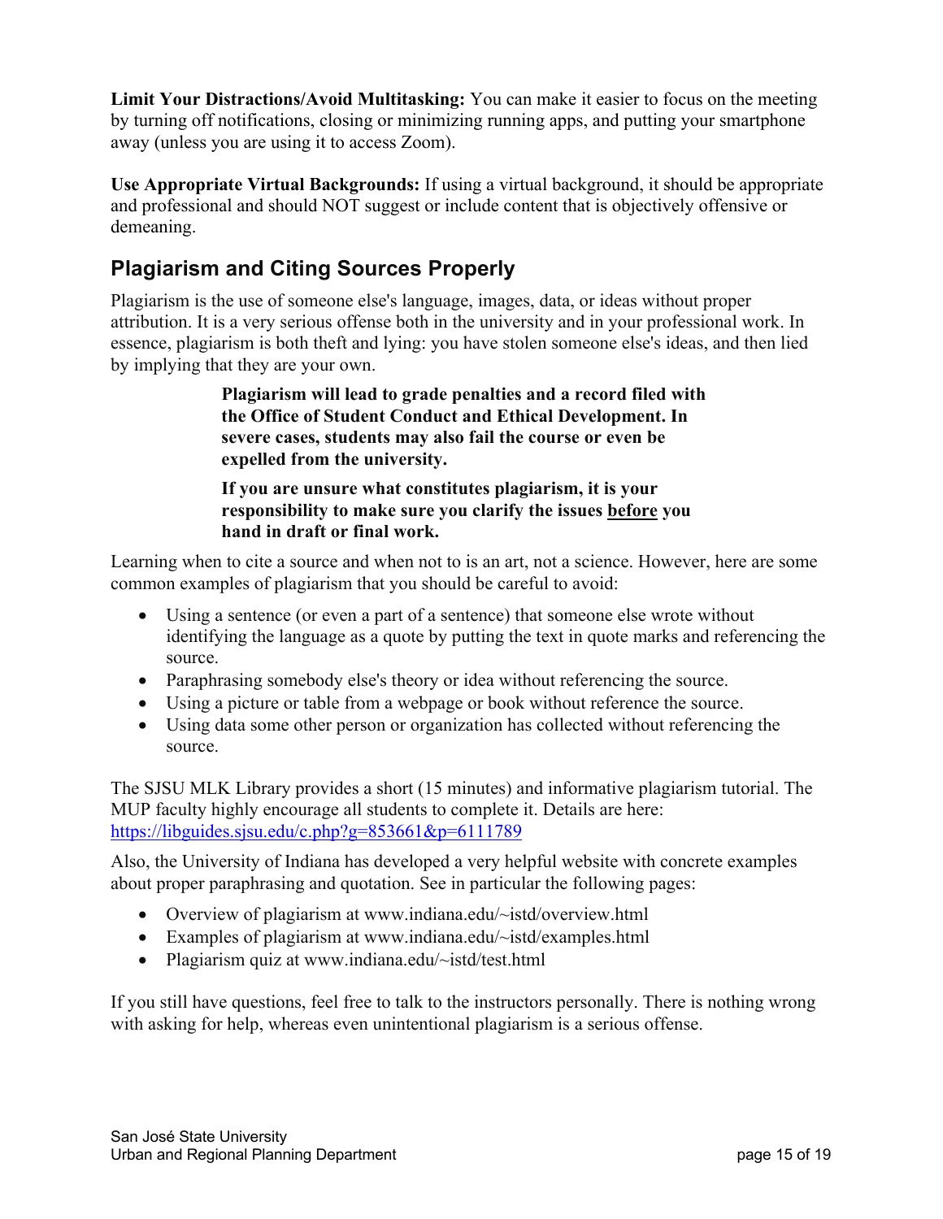**Limit Your Distractions/Avoid Multitasking:** You can make it easier to focus on the meeting by turning off notifications, closing or minimizing running apps, and putting your smartphone away (unless you are using it to access Zoom).

**Use Appropriate Virtual Backgrounds:** If using a virtual background, it should be appropriate and professional and should NOT suggest or include content that is objectively offensive or demeaning.

## Plagiarism and Citing Sources Properly

Plagiarism is the use of someone else's language, images, data, or ideas without proper attribution. It is a very serious offense both in the university and in your professional work. In essence, plagiarism is both theft and lying: you have stolen someone else's ideas, and then lied by implying that they are your own.

> **Plagiarism will lead to grade penalties and a record filed with the Office of Student Conduct and Ethical Development. In severe cases, students may also fail the course or even be expelled from the university.**
>
> **If you are unsure what constitutes plagiarism, it is your responsibility to make sure you clarify the issues <u>before</u> you hand in draft or final work.**

Learning when to cite a source and when not to is an art, not a science. However, here are some common examples of plagiarism that you should be careful to avoid:

- Using a sentence (or even a part of a sentence) that someone else wrote without identifying the language as a quote by putting the text in quote marks and referencing the source.
- Paraphrasing somebody else's theory or idea without referencing the source.
- Using a picture or table from a webpage or book without reference the source.
- Using data some other person or organization has collected without referencing the source.

The SJSU MLK Library provides a short (15 minutes) and informative plagiarism tutorial. The MUP faculty highly encourage all students to complete it. Details are here: https://libguides.sjsu.edu/c.php?g=853661&p=6111789

Also, the University of Indiana has developed a very helpful website with concrete examples about proper paraphrasing and quotation. See in particular the following pages:

- Overview of plagiarism at www.indiana.edu/~istd/overview.html
- Examples of plagiarism at www.indiana.edu/~istd/examples.html
- Plagiarism quiz at www.indiana.edu/~istd/test.html

If you still have questions, feel free to talk to the instructors personally. There is nothing wrong with asking for help, whereas even unintentional plagiarism is a serious offense.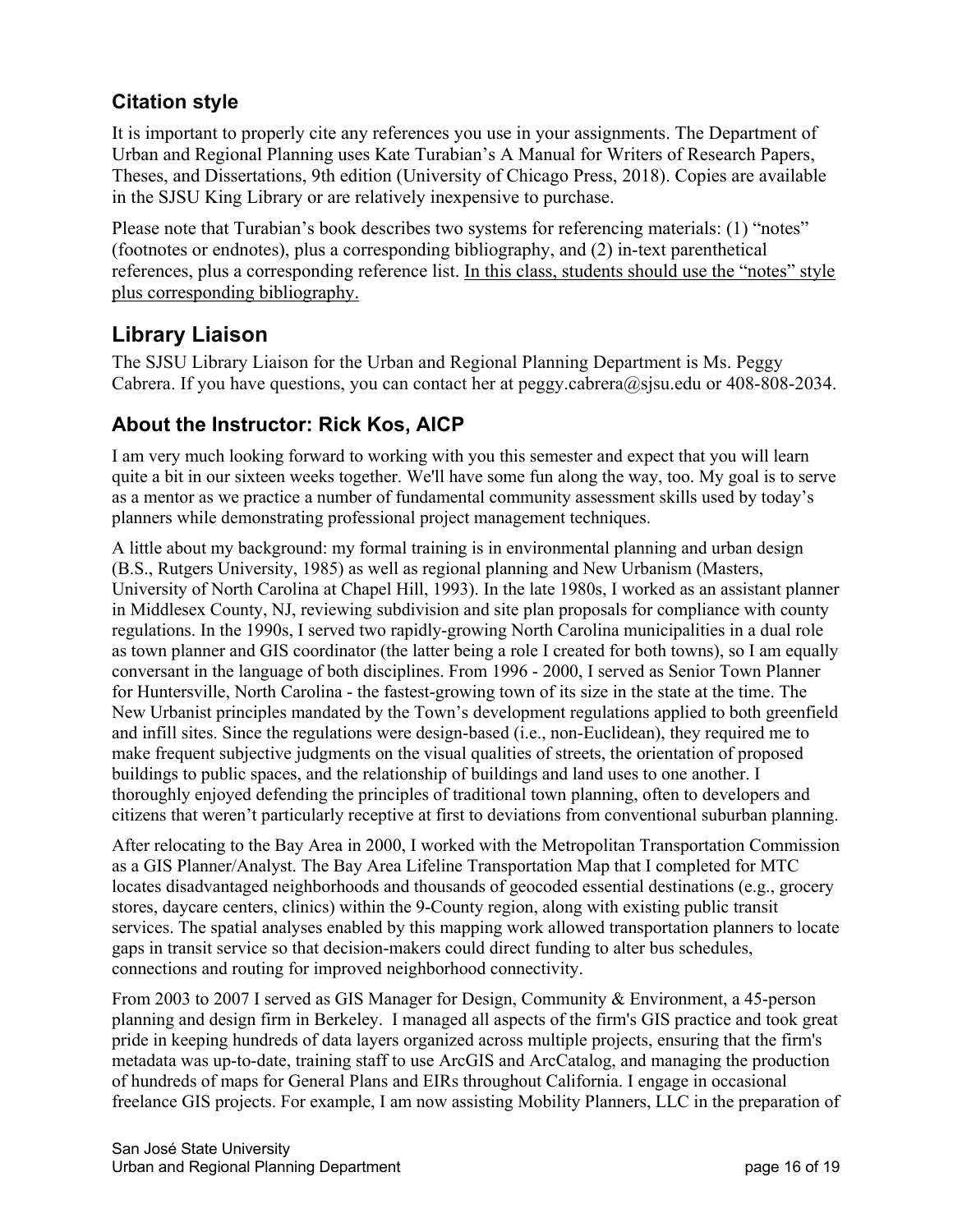## Citation style

It is important to properly cite any references you use in your assignments. The Department of Urban and Regional Planning uses Kate Turabian's A Manual for Writers of Research Papers, Theses, and Dissertations, 9th edition (University of Chicago Press, 2018). Copies are available in the SJSU King Library or are relatively inexpensive to purchase.

Please note that Turabian's book describes two systems for referencing materials: (1) "notes" (footnotes or endnotes), plus a corresponding bibliography, and (2) in-text parenthetical references, plus a corresponding reference list. <u>In this class, students should use the "notes" style plus corresponding bibliography.</u>

## Library Liaison

The SJSU Library Liaison for the Urban and Regional Planning Department is Ms. Peggy Cabrera. If you have questions, you can contact her at peggy.cabrera@sjsu.edu or 408-808-2034.

## About the Instructor: Rick Kos, AICP

I am very much looking forward to working with you this semester and expect that you will learn quite a bit in our sixteen weeks together. We'll have some fun along the way, too. My goal is to serve as a mentor as we practice a number of fundamental community assessment skills used by today's planners while demonstrating professional project management techniques.

A little about my background: my formal training is in environmental planning and urban design (B.S., Rutgers University, 1985) as well as regional planning and New Urbanism (Masters, University of North Carolina at Chapel Hill, 1993). In the late 1980s, I worked as an assistant planner in Middlesex County, NJ, reviewing subdivision and site plan proposals for compliance with county regulations. In the 1990s, I served two rapidly-growing North Carolina municipalities in a dual role as town planner and GIS coordinator (the latter being a role I created for both towns), so I am equally conversant in the language of both disciplines. From 1996 - 2000, I served as Senior Town Planner for Huntersville, North Carolina - the fastest-growing town of its size in the state at the time. The New Urbanist principles mandated by the Town's development regulations applied to both greenfield and infill sites. Since the regulations were design-based (i.e., non-Euclidean), they required me to make frequent subjective judgments on the visual qualities of streets, the orientation of proposed buildings to public spaces, and the relationship of buildings and land uses to one another. I thoroughly enjoyed defending the principles of traditional town planning, often to developers and citizens that weren't particularly receptive at first to deviations from conventional suburban planning.

After relocating to the Bay Area in 2000, I worked with the Metropolitan Transportation Commission as a GIS Planner/Analyst. The Bay Area Lifeline Transportation Map that I completed for MTC locates disadvantaged neighborhoods and thousands of geocoded essential destinations (e.g., grocery stores, daycare centers, clinics) within the 9-County region, along with existing public transit services. The spatial analyses enabled by this mapping work allowed transportation planners to locate gaps in transit service so that decision-makers could direct funding to alter bus schedules, connections and routing for improved neighborhood connectivity.

From 2003 to 2007 I served as GIS Manager for Design, Community & Environment, a 45-person planning and design firm in Berkeley. I managed all aspects of the firm's GIS practice and took great pride in keeping hundreds of data layers organized across multiple projects, ensuring that the firm's metadata was up-to-date, training staff to use ArcGIS and ArcCatalog, and managing the production of hundreds of maps for General Plans and EIRs throughout California. I engage in occasional freelance GIS projects. For example, I am now assisting Mobility Planners, LLC in the preparation of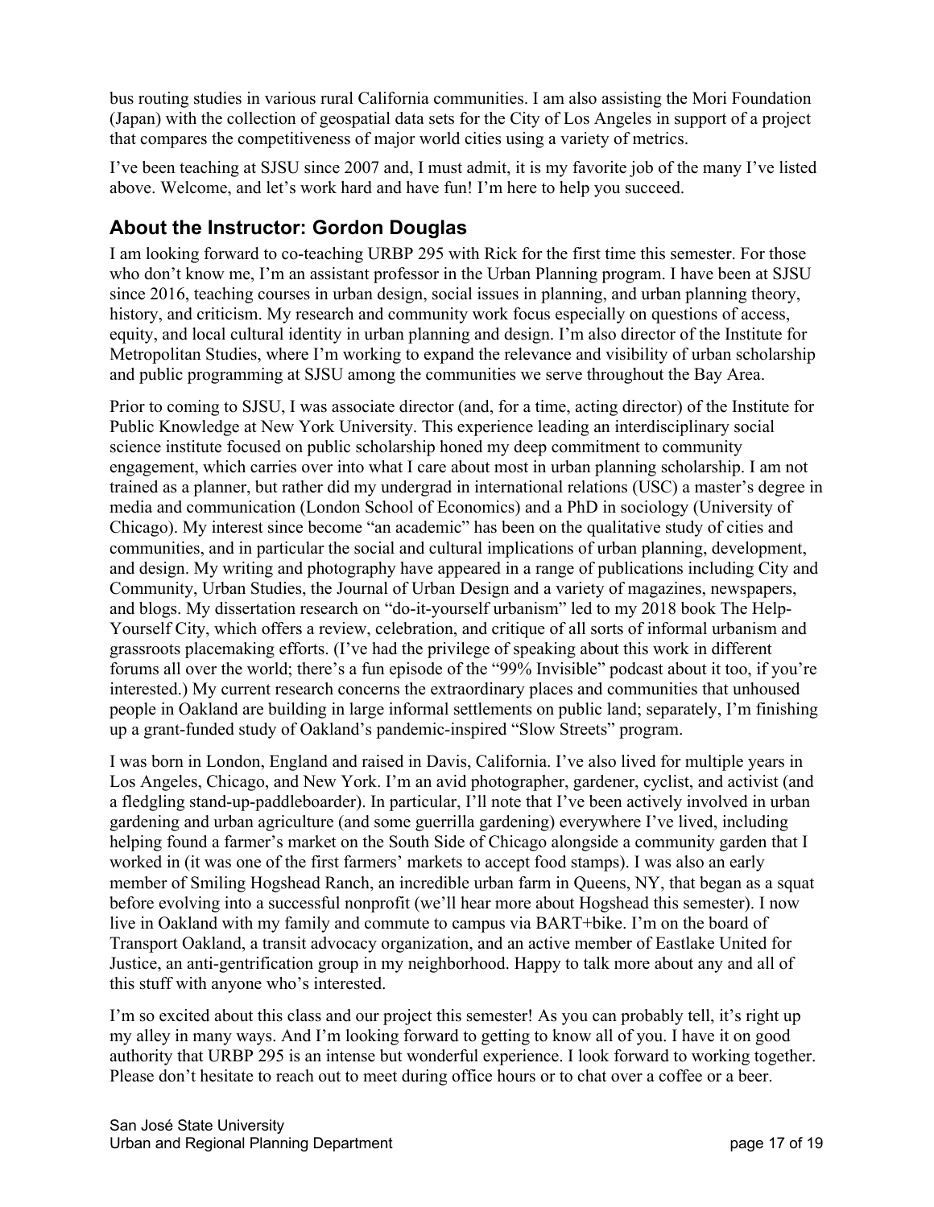bus routing studies in various rural California communities. I am also assisting the Mori Foundation (Japan) with the collection of geospatial data sets for the City of Los Angeles in support of a project that compares the competitiveness of major world cities using a variety of metrics.

I've been teaching at SJSU since 2007 and, I must admit, it is my favorite job of the many I've listed above. Welcome, and let's work hard and have fun! I'm here to help you succeed.

## About the Instructor: Gordon Douglas

I am looking forward to co-teaching URBP 295 with Rick for the first time this semester. For those who don't know me, I'm an assistant professor in the Urban Planning program. I have been at SJSU since 2016, teaching courses in urban design, social issues in planning, and urban planning theory, history, and criticism. My research and community work focus especially on questions of access, equity, and local cultural identity in urban planning and design. I'm also director of the Institute for Metropolitan Studies, where I'm working to expand the relevance and visibility of urban scholarship and public programming at SJSU among the communities we serve throughout the Bay Area.

Prior to coming to SJSU, I was associate director (and, for a time, acting director) of the Institute for Public Knowledge at New York University. This experience leading an interdisciplinary social science institute focused on public scholarship honed my deep commitment to community engagement, which carries over into what I care about most in urban planning scholarship. I am not trained as a planner, but rather did my undergrad in international relations (USC) a master's degree in media and communication (London School of Economics) and a PhD in sociology (University of Chicago). My interest since become "an academic" has been on the qualitative study of cities and communities, and in particular the social and cultural implications of urban planning, development, and design. My writing and photography have appeared in a range of publications including City and Community, Urban Studies, the Journal of Urban Design and a variety of magazines, newspapers, and blogs. My dissertation research on "do-it-yourself urbanism" led to my 2018 book The Help-Yourself City, which offers a review, celebration, and critique of all sorts of informal urbanism and grassroots placemaking efforts. (I've had the privilege of speaking about this work in different forums all over the world; there's a fun episode of the "99% Invisible" podcast about it too, if you're interested.) My current research concerns the extraordinary places and communities that unhoused people in Oakland are building in large informal settlements on public land; separately, I'm finishing up a grant-funded study of Oakland's pandemic-inspired "Slow Streets" program.

I was born in London, England and raised in Davis, California. I've also lived for multiple years in Los Angeles, Chicago, and New York. I'm an avid photographer, gardener, cyclist, and activist (and a fledgling stand-up-paddleboarder). In particular, I'll note that I've been actively involved in urban gardening and urban agriculture (and some guerrilla gardening) everywhere I've lived, including helping found a farmer's market on the South Side of Chicago alongside a community garden that I worked in (it was one of the first farmers' markets to accept food stamps). I was also an early member of Smiling Hogshead Ranch, an incredible urban farm in Queens, NY, that began as a squat before evolving into a successful nonprofit (we'll hear more about Hogshead this semester). I now live in Oakland with my family and commute to campus via BART+bike. I'm on the board of Transport Oakland, a transit advocacy organization, and an active member of Eastlake United for Justice, an anti-gentrification group in my neighborhood. Happy to talk more about any and all of this stuff with anyone who's interested.

I'm so excited about this class and our project this semester! As you can probably tell, it's right up my alley in many ways. And I'm looking forward to getting to know all of you. I have it on good authority that URBP 295 is an intense but wonderful experience. I look forward to working together. Please don't hesitate to reach out to meet during office hours or to chat over a coffee or a beer.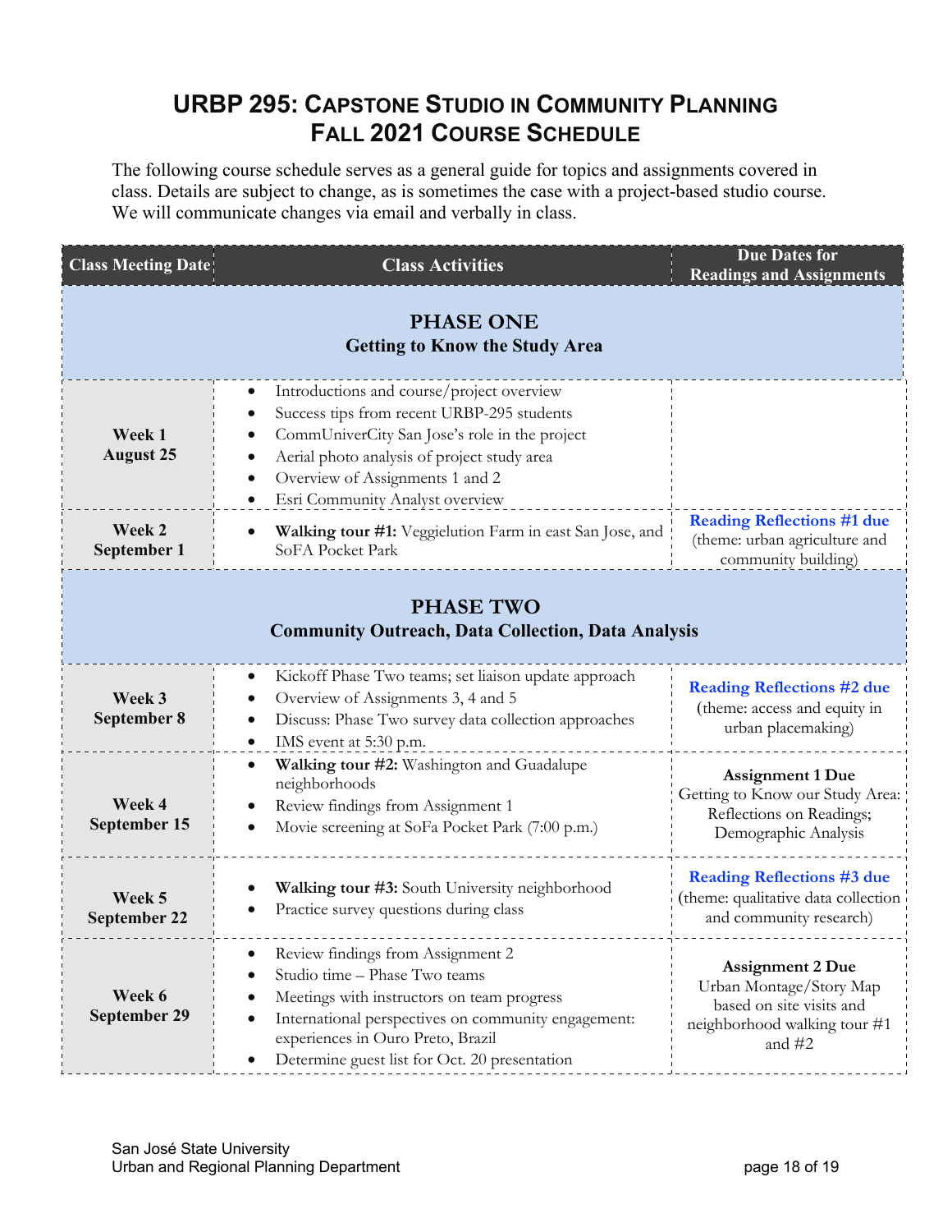# URBP 295: Capstone Studio in Community Planning
# Fall 2021 Course Schedule

The following course schedule serves as a general guide for topics and assignments covered in class. Details are subject to change, as is sometimes the case with a project-based studio course. We will communicate changes via email and verbally in class.

| Class Meeting Date | Class Activities | Due Dates for Readings and Assignments |
| --- | --- | --- |
| **PHASE ONE** **Getting to Know the Study Area** | | |
| **Week 1 August 25** | • Introductions and course/project overview<br>• Success tips from recent URBP-295 students<br>• CommUniverCity San Jose's role in the project<br>• Aerial photo analysis of project study area<br>• Overview of Assignments 1 and 2<br>• Esri Community Analyst overview | |
| **Week 2 September 1** | • **Walking tour #1:** Veggielution Farm in east San Jose, and SoFA Pocket Park | **Reading Reflections #1 due** (theme: urban agriculture and community building) |
| **PHASE TWO** **Community Outreach, Data Collection, Data Analysis** | | |
| **Week 3 September 8** | • Kickoff Phase Two teams; set liaison update approach<br>• Overview of Assignments 3, 4 and 5<br>• Discuss: Phase Two survey data collection approaches<br>• IMS event at 5:30 p.m. | **Reading Reflections #2 due** (theme: access and equity in urban placemaking) |
| **Week 4 September 15** | • **Walking tour #2:** Washington and Guadalupe neighborhoods<br>• Review findings from Assignment 1<br>• Movie screening at SoFa Pocket Park (7:00 p.m.) | **Assignment 1 Due** Getting to Know our Study Area: Reflections on Readings; Demographic Analysis |
| **Week 5 September 22** | • **Walking tour #3:** South University neighborhood<br>• Practice survey questions during class | **Reading Reflections #3 due** (theme: qualitative data collection and community research) |
| **Week 6 September 29** | • Review findings from Assignment 2<br>• Studio time – Phase Two teams<br>• Meetings with instructors on team progress<br>• International perspectives on community engagement: experiences in Ouro Preto, Brazil<br>• Determine guest list for Oct. 20 presentation | **Assignment 2 Due** Urban Montage/Story Map based on site visits and neighborhood walking tour #1 and #2 |

San José State University
Urban and Regional Planning Department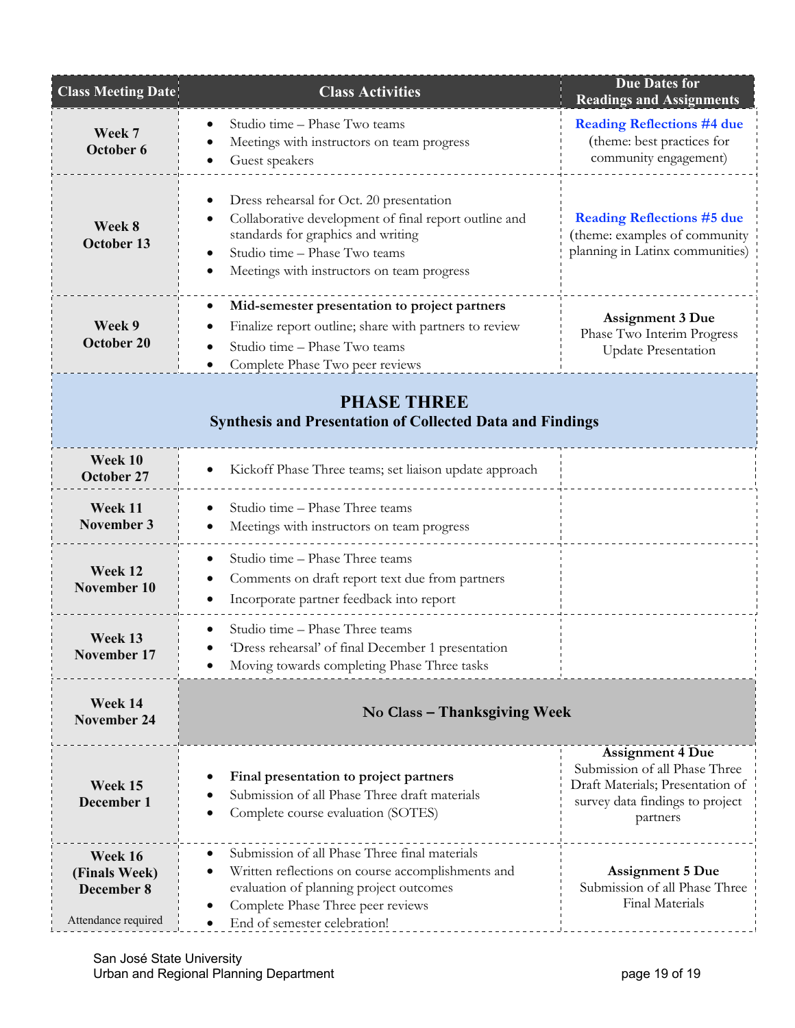| Class Meeting Date | Class Activities | Due Dates for Readings and Assignments |
|---|---|---|
| **Week 7 October 6** | • Studio time – Phase Two teams<br>• Meetings with instructors on team progress<br>• Guest speakers | **Reading Reflections #4 due** (theme: best practices for community engagement) |
| **Week 8 October 13** | • Dress rehearsal for Oct. 20 presentation<br>• Collaborative development of final report outline and standards for graphics and writing<br>• Studio time – Phase Two teams<br>• Meetings with instructors on team progress | **Reading Reflections #5 due** (theme: examples of community planning in Latinx communities) |
| **Week 9 October 20** | • **Mid-semester presentation to project partners**<br>• Finalize report outline; share with partners to review<br>• Studio time – Phase Two teams<br>• Complete Phase Two peer reviews | **Assignment 3 Due** Phase Two Interim Progress Update Presentation |
| **PHASE THREE** **Synthesis and Presentation of Collected Data and Findings** | | |
| **Week 10 October 27** | • Kickoff Phase Three teams; set liaison update approach | |
| **Week 11 November 3** | • Studio time – Phase Three teams<br>• Meetings with instructors on team progress | |
| **Week 12 November 10** | • Studio time – Phase Three teams<br>• Comments on draft report text due from partners<br>• Incorporate partner feedback into report | |
| **Week 13 November 17** | • Studio time – Phase Three teams<br>• 'Dress rehearsal' of final December 1 presentation<br>• Moving towards completing Phase Three tasks | |
| **Week 14 November 24** | **No Class – Thanksgiving Week** | |
| **Week 15 December 1** | • **Final presentation to project partners**<br>• Submission of all Phase Three draft materials<br>• Complete course evaluation (SOTES) | **Assignment 4 Due** Submission of all Phase Three Draft Materials; Presentation of survey data findings to project partners |
| **Week 16 (Finals Week) December 8** Attendance required | • Submission of all Phase Three final materials<br>• Written reflections on course accomplishments and evaluation of planning project outcomes<br>• Complete Phase Three peer reviews<br>• End of semester celebration! | **Assignment 5 Due** Submission of all Phase Three Final Materials |

San José State University
Urban and Regional Planning Department